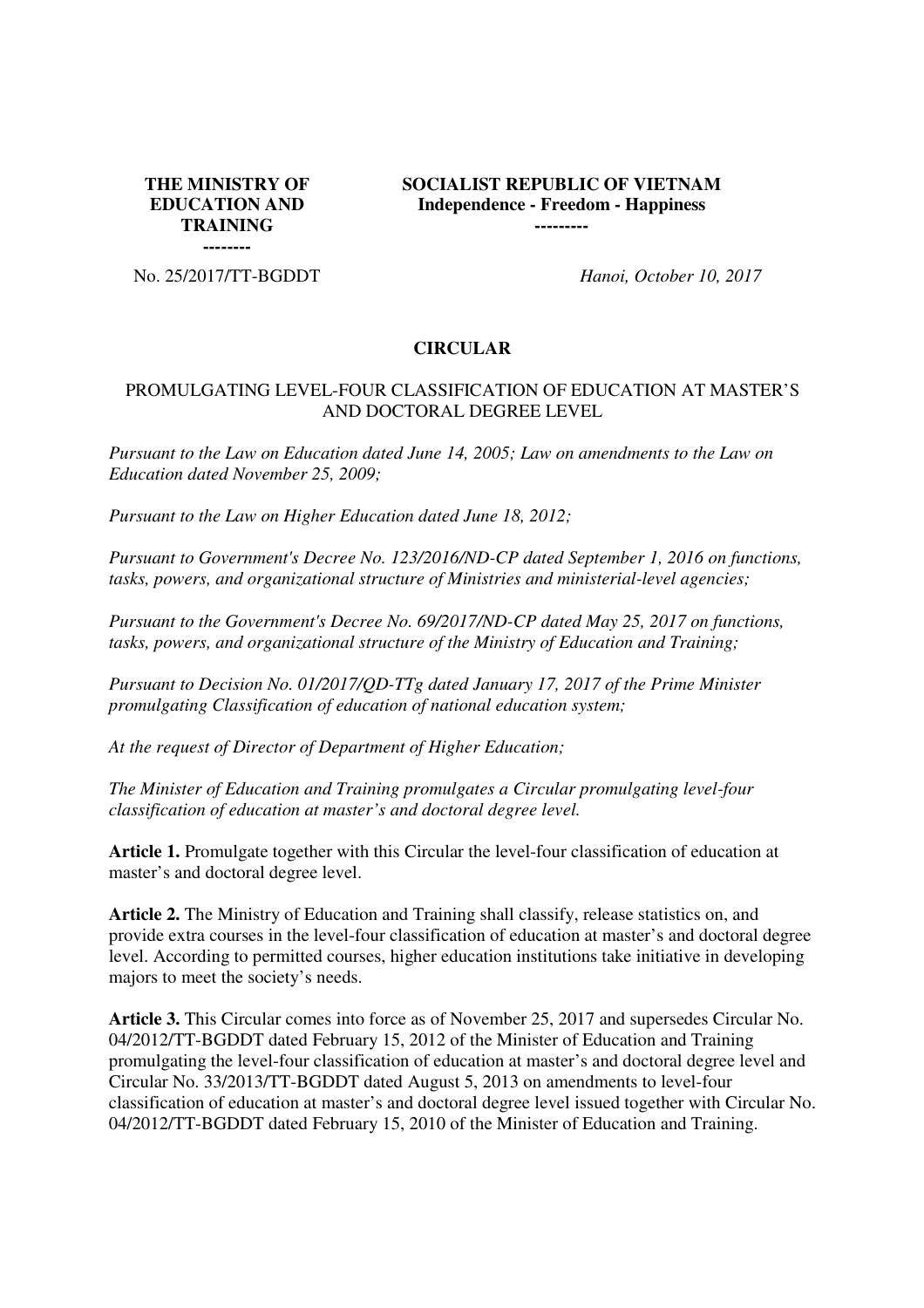| THE MINISTRY OF EDUCATION AND TRAINING<br>-------- | SOCIALIST REPUBLIC OF VIETNAM<br>Independence - Freedom - Happiness<br>--------- |
| --- | --- |
| No. 25/2017/TT-BGDDT | *Hanoi, October 10, 2017* |

## CIRCULAR

PROMULGATING LEVEL-FOUR CLASSIFICATION OF EDUCATION AT MASTER'S AND DOCTORAL DEGREE LEVEL

*Pursuant to the Law on Education dated June 14, 2005; Law on amendments to the Law on Education dated November 25, 2009;*

*Pursuant to the Law on Higher Education dated June 18, 2012;*

*Pursuant to Government's Decree No. 123/2016/ND-CP dated September 1, 2016 on functions, tasks, powers, and organizational structure of Ministries and ministerial-level agencies;*

*Pursuant to the Government's Decree No. 69/2017/ND-CP dated May 25, 2017 on functions, tasks, powers, and organizational structure of the Ministry of Education and Training;*

*Pursuant to Decision No. 01/2017/QD-TTg dated January 17, 2017 of the Prime Minister promulgating Classification of education of national education system;*

*At the request of Director of Department of Higher Education;*

*The Minister of Education and Training promulgates a Circular promulgating level-four classification of education at master's and doctoral degree level.*

**Article 1.** Promulgate together with this Circular the level-four classification of education at master's and doctoral degree level.

**Article 2.** The Ministry of Education and Training shall classify, release statistics on, and provide extra courses in the level-four classification of education at master's and doctoral degree level. According to permitted courses, higher education institutions take initiative in developing majors to meet the society's needs.

**Article 3.** This Circular comes into force as of November 25, 2017 and supersedes Circular No. 04/2012/TT-BGDDT dated February 15, 2012 of the Minister of Education and Training promulgating the level-four classification of education at master's and doctoral degree level and Circular No. 33/2013/TT-BGDDT dated August 5, 2013 on amendments to level-four classification of education at master's and doctoral degree level issued together with Circular No. 04/2012/TT-BGDDT dated February 15, 2010 of the Minister of Education and Training.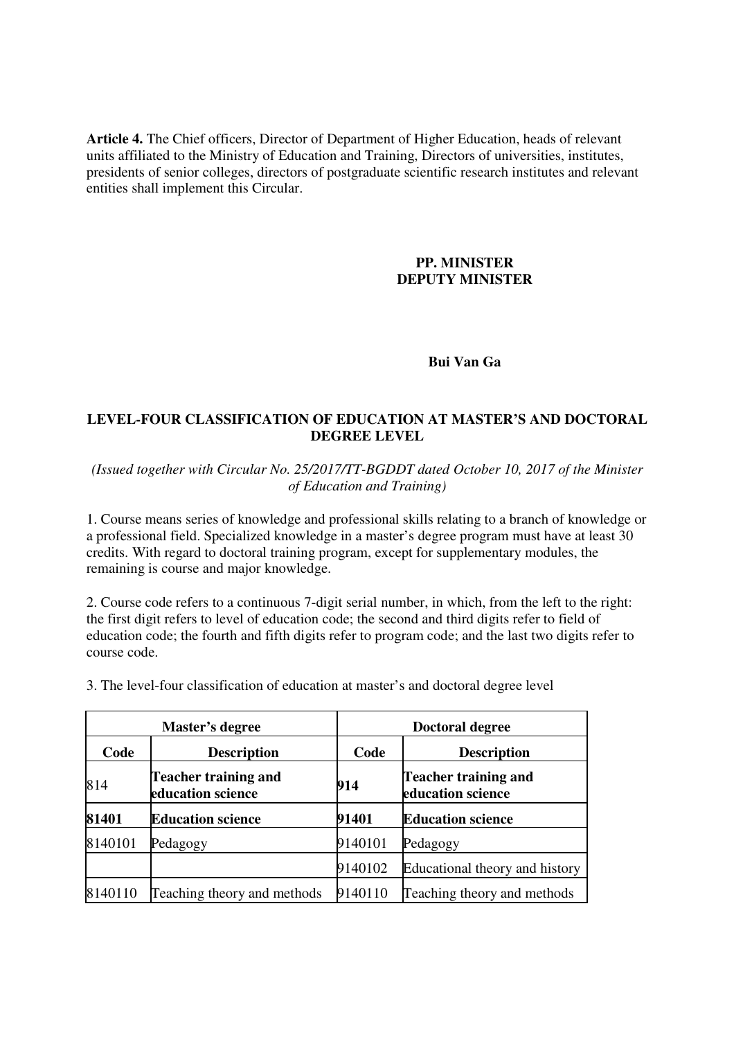**Article 4.** The Chief officers, Director of Department of Higher Education, heads of relevant units affiliated to the Ministry of Education and Training, Directors of universities, institutes, presidents of senior colleges, directors of postgraduate scientific research institutes and relevant entities shall implement this Circular.

**PP. MINISTER**
**DEPUTY MINISTER**

**Bui Van Ga**

## LEVEL-FOUR CLASSIFICATION OF EDUCATION AT MASTER'S AND DOCTORAL DEGREE LEVEL

*(Issued together with Circular No. 25/2017/TT-BGDDT dated October 10, 2017 of the Minister of Education and Training)*

1. Course means series of knowledge and professional skills relating to a branch of knowledge or a professional field. Specialized knowledge in a master's degree program must have at least 30 credits. With regard to doctoral training program, except for supplementary modules, the remaining is course and major knowledge.

2. Course code refers to a continuous 7-digit serial number, in which, from the left to the right: the first digit refers to level of education code; the second and third digits refer to field of education code; the fourth and fifth digits refer to program code; and the last two digits refer to course code.

3. The level-four classification of education at master's and doctoral degree level

| Master's degree | | Doctoral degree | |
|---|---|---|---|
| **Code** | **Description** | **Code** | **Description** |
| 814 | **Teacher training and education science** | **914** | **Teacher training and education science** |
| **81401** | **Education science** | **91401** | **Education science** |
| 8140101 | Pedagogy | 9140101 | Pedagogy |
| | | 9140102 | Educational theory and history |
| 8140110 | Teaching theory and methods | 9140110 | Teaching theory and methods |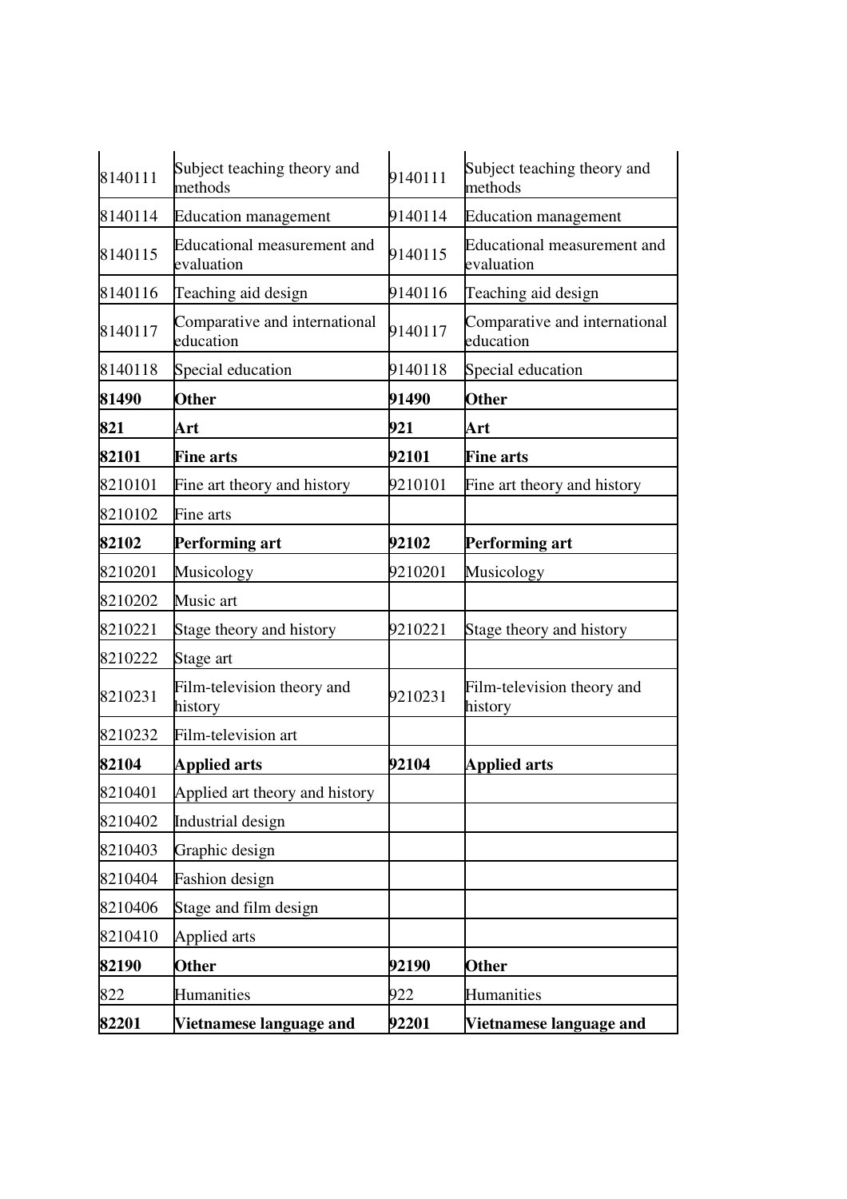| | | | |
|---|---|---|---|
| 8140111 | Subject teaching theory and methods | 9140111 | Subject teaching theory and methods |
| 8140114 | Education management | 9140114 | Education management |
| 8140115 | Educational measurement and evaluation | 9140115 | Educational measurement and evaluation |
| 8140116 | Teaching aid design | 9140116 | Teaching aid design |
| 8140117 | Comparative and international education | 9140117 | Comparative and international education |
| 8140118 | Special education | 9140118 | Special education |
| **81490** | **Other** | **91490** | **Other** |
| **821** | **Art** | **921** | **Art** |
| **82101** | **Fine arts** | **92101** | **Fine arts** |
| 8210101 | Fine art theory and history | 9210101 | Fine art theory and history |
| 8210102 | Fine arts | | |
| **82102** | **Performing art** | **92102** | **Performing art** |
| 8210201 | Musicology | 9210201 | Musicology |
| 8210202 | Music art | | |
| 8210221 | Stage theory and history | 9210221 | Stage theory and history |
| 8210222 | Stage art | | |
| 8210231 | Film-television theory and history | 9210231 | Film-television theory and history |
| 8210232 | Film-television art | | |
| **82104** | **Applied arts** | **92104** | **Applied arts** |
| 8210401 | Applied art theory and history | | |
| 8210402 | Industrial design | | |
| 8210403 | Graphic design | | |
| 8210404 | Fashion design | | |
| 8210406 | Stage and film design | | |
| 8210410 | Applied arts | | |
| **82190** | **Other** | **92190** | **Other** |
| 822 | Humanities | 922 | Humanities |
| **82201** | **Vietnamese language and** | **92201** | **Vietnamese language and** |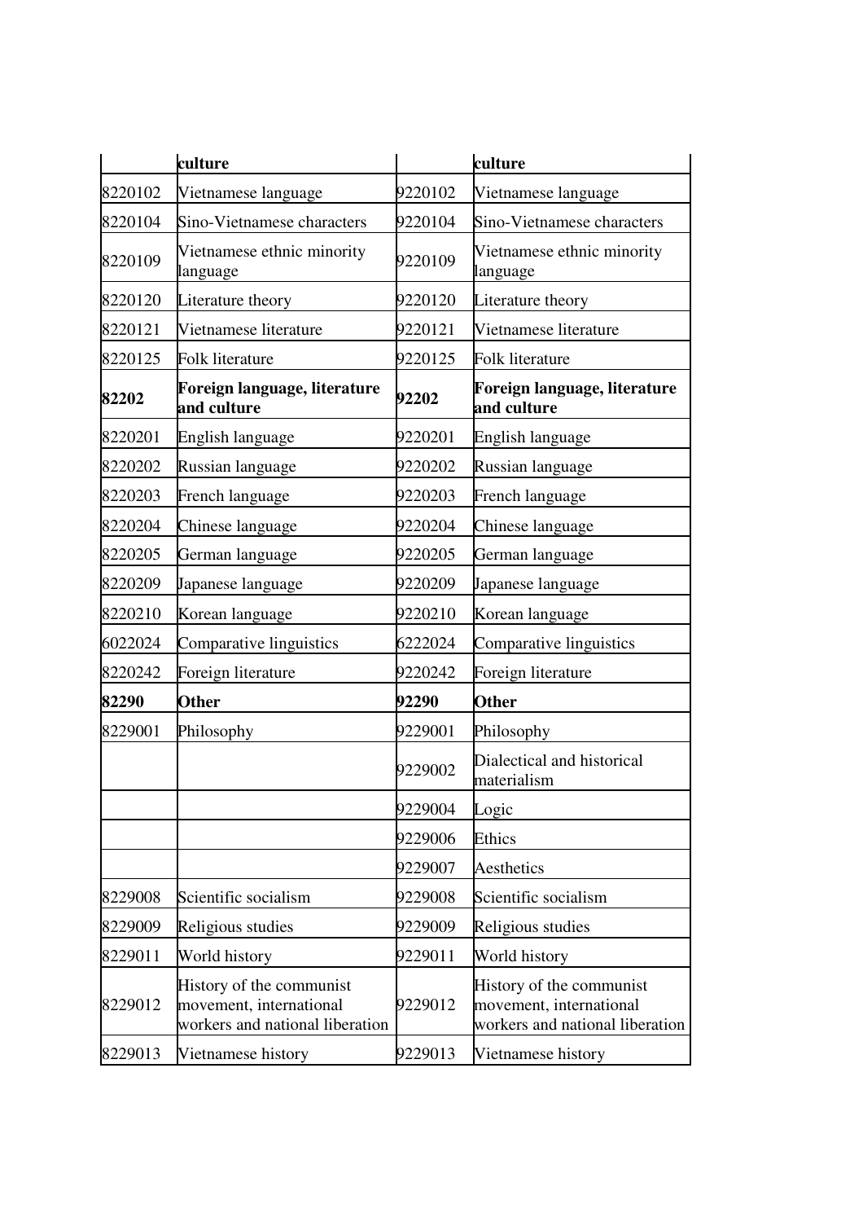| | culture | | culture |
|---|---|---|---|
| 8220102 | Vietnamese language | 9220102 | Vietnamese language |
| 8220104 | Sino-Vietnamese characters | 9220104 | Sino-Vietnamese characters |
| 8220109 | Vietnamese ethnic minority language | 9220109 | Vietnamese ethnic minority language |
| 8220120 | Literature theory | 9220120 | Literature theory |
| 8220121 | Vietnamese literature | 9220121 | Vietnamese literature |
| 8220125 | Folk literature | 9220125 | Folk literature |
| **82202** | **Foreign language, literature and culture** | **92202** | **Foreign language, literature and culture** |
| 8220201 | English language | 9220201 | English language |
| 8220202 | Russian language | 9220202 | Russian language |
| 8220203 | French language | 9220203 | French language |
| 8220204 | Chinese language | 9220204 | Chinese language |
| 8220205 | German language | 9220205 | German language |
| 8220209 | Japanese language | 9220209 | Japanese language |
| 8220210 | Korean language | 9220210 | Korean language |
| 6022024 | Comparative linguistics | 6222024 | Comparative linguistics |
| 8220242 | Foreign literature | 9220242 | Foreign literature |
| **82290** | **Other** | **92290** | **Other** |
| 8229001 | Philosophy | 9229001 | Philosophy |
| | | 9229002 | Dialectical and historical materialism |
| | | 9229004 | Logic |
| | | 9229006 | Ethics |
| | | 9229007 | Aesthetics |
| 8229008 | Scientific socialism | 9229008 | Scientific socialism |
| 8229009 | Religious studies | 9229009 | Religious studies |
| 8229011 | World history | 9229011 | World history |
| 8229012 | History of the communist movement, international workers and national liberation | 9229012 | History of the communist movement, international workers and national liberation |
| 8229013 | Vietnamese history | 9229013 | Vietnamese history |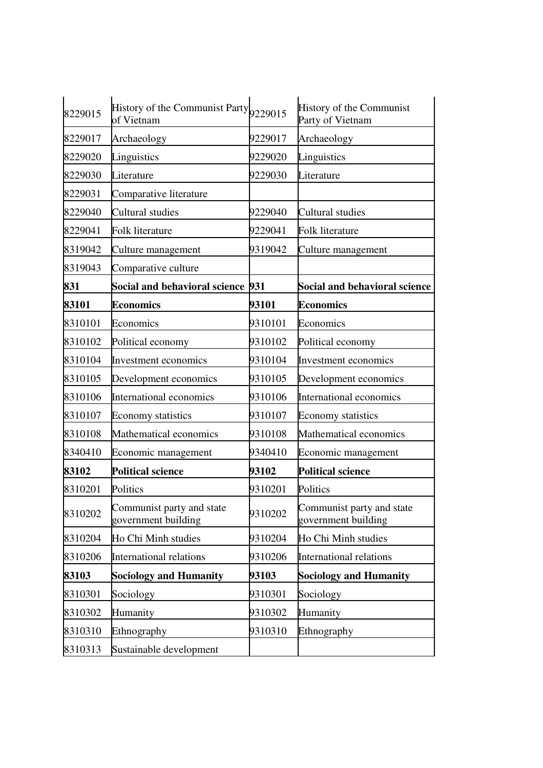| 8229015 | History of the Communist Party of Vietnam | 9229015 | History of the Communist Party of Vietnam |
|---|---|---|---|
| 8229017 | Archaeology | 9229017 | Archaeology |
| 8229020 | Linguistics | 9229020 | Linguistics |
| 8229030 | Literature | 9229030 | Literature |
| 8229031 | Comparative literature | | |
| 8229040 | Cultural studies | 9229040 | Cultural studies |
| 8229041 | Folk literature | 9229041 | Folk literature |
| 8319042 | Culture management | 9319042 | Culture management |
| 8319043 | Comparative culture | | |
| **831** | **Social and behavioral science** | **931** | **Social and behavioral science** |
| **83101** | **Economics** | **93101** | **Economics** |
| 8310101 | Economics | 9310101 | Economics |
| 8310102 | Political economy | 9310102 | Political economy |
| 8310104 | Investment economics | 9310104 | Investment economics |
| 8310105 | Development economics | 9310105 | Development economics |
| 8310106 | International economics | 9310106 | International economics |
| 8310107 | Economy statistics | 9310107 | Economy statistics |
| 8310108 | Mathematical economics | 9310108 | Mathematical economics |
| 8340410 | Economic management | 9340410 | Economic management |
| **83102** | **Political science** | **93102** | **Political science** |
| 8310201 | Politics | 9310201 | Politics |
| 8310202 | Communist party and state government building | 9310202 | Communist party and state government building |
| 8310204 | Ho Chi Minh studies | 9310204 | Ho Chi Minh studies |
| 8310206 | International relations | 9310206 | International relations |
| **83103** | **Sociology and Humanity** | **93103** | **Sociology and Humanity** |
| 8310301 | Sociology | 9310301 | Sociology |
| 8310302 | Humanity | 9310302 | Humanity |
| 8310310 | Ethnography | 9310310 | Ethnography |
| 8310313 | Sustainable development | | |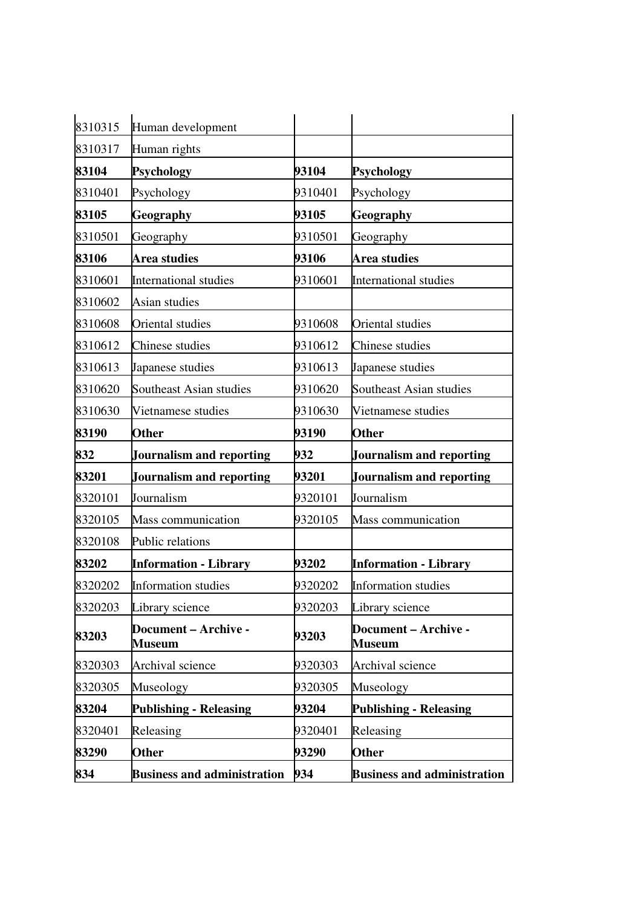| | | | |
|---|---|---|---|
| 8310315 | Human development | | |
| 8310317 | Human rights | | |
| **83104** | **Psychology** | **93104** | **Psychology** |
| 8310401 | Psychology | 9310401 | Psychology |
| **83105** | **Geography** | **93105** | **Geography** |
| 8310501 | Geography | 9310501 | Geography |
| **83106** | **Area studies** | **93106** | **Area studies** |
| 8310601 | International studies | 9310601 | International studies |
| 8310602 | Asian studies | | |
| 8310608 | Oriental studies | 9310608 | Oriental studies |
| 8310612 | Chinese studies | 9310612 | Chinese studies |
| 8310613 | Japanese studies | 9310613 | Japanese studies |
| 8310620 | Southeast Asian studies | 9310620 | Southeast Asian studies |
| 8310630 | Vietnamese studies | 9310630 | Vietnamese studies |
| **83190** | **Other** | **93190** | **Other** |
| **832** | **Journalism and reporting** | **932** | **Journalism and reporting** |
| **83201** | **Journalism and reporting** | **93201** | **Journalism and reporting** |
| 8320101 | Journalism | 9320101 | Journalism |
| 8320105 | Mass communication | 9320105 | Mass communication |
| 8320108 | Public relations | | |
| **83202** | **Information - Library** | **93202** | **Information - Library** |
| 8320202 | Information studies | 9320202 | Information studies |
| 8320203 | Library science | 9320203 | Library science |
| **83203** | **Document – Archive - Museum** | **93203** | **Document – Archive - Museum** |
| 8320303 | Archival science | 9320303 | Archival science |
| 8320305 | Museology | 9320305 | Museology |
| **83204** | **Publishing - Releasing** | **93204** | **Publishing - Releasing** |
| 8320401 | Releasing | 9320401 | Releasing |
| **83290** | **Other** | **93290** | **Other** |
| **834** | **Business and administration** | **934** | **Business and administration** |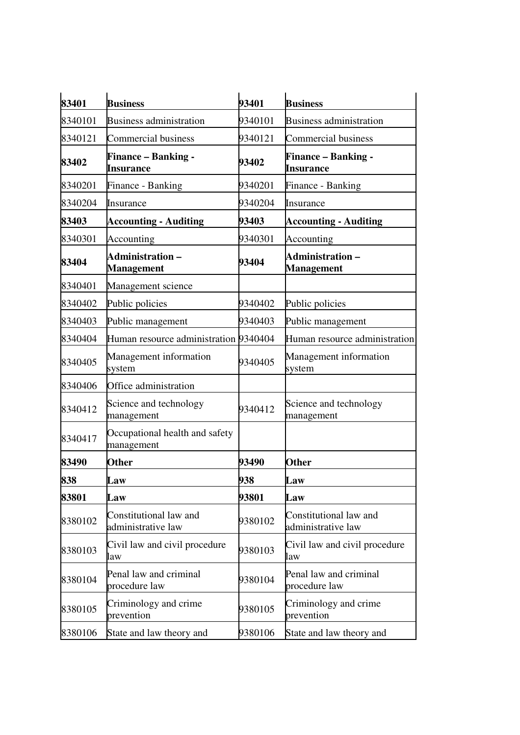| | | | |
|---|---|---|---|
| **83401** | **Business** | **93401** | **Business** |
| 8340101 | Business administration | 9340101 | Business administration |
| 8340121 | Commercial business | 9340121 | Commercial business |
| **83402** | **Finance – Banking - Insurance** | **93402** | **Finance – Banking - Insurance** |
| 8340201 | Finance - Banking | 9340201 | Finance - Banking |
| 8340204 | Insurance | 9340204 | Insurance |
| **83403** | **Accounting - Auditing** | **93403** | **Accounting - Auditing** |
| 8340301 | Accounting | 9340301 | Accounting |
| **83404** | **Administration – Management** | **93404** | **Administration – Management** |
| 8340401 | Management science | | |
| 8340402 | Public policies | 9340402 | Public policies |
| 8340403 | Public management | 9340403 | Public management |
| 8340404 | Human resource administration | 9340404 | Human resource administration |
| 8340405 | Management information system | 9340405 | Management information system |
| 8340406 | Office administration | | |
| 8340412 | Science and technology management | 9340412 | Science and technology management |
| 8340417 | Occupational health and safety management | | |
| **83490** | **Other** | **93490** | **Other** |
| **838** | **Law** | **938** | **Law** |
| **83801** | **Law** | **93801** | **Law** |
| 8380102 | Constitutional law and administrative law | 9380102 | Constitutional law and administrative law |
| 8380103 | Civil law and civil procedure law | 9380103 | Civil law and civil procedure law |
| 8380104 | Penal law and criminal procedure law | 9380104 | Penal law and criminal procedure law |
| 8380105 | Criminology and crime prevention | 9380105 | Criminology and crime prevention |
| 8380106 | State and law theory and | 9380106 | State and law theory and |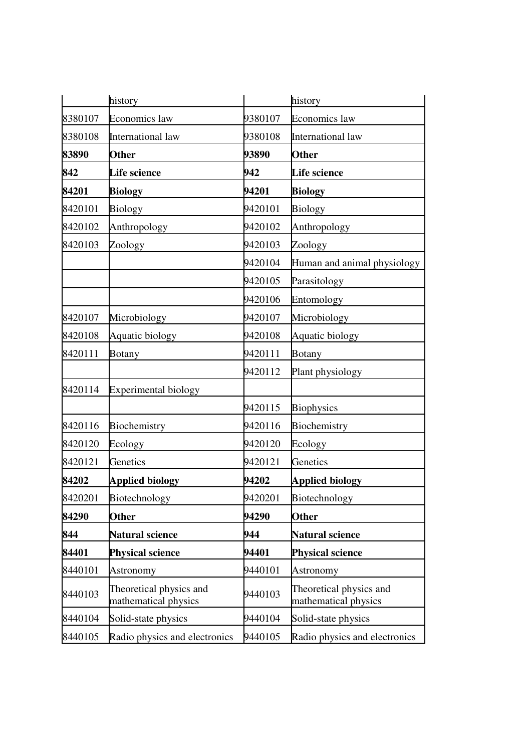| | history | | history |
|---|---|---|---|
| 8380107 | Economics law | 9380107 | Economics law |
| 8380108 | International law | 9380108 | International law |
| **83890** | **Other** | **93890** | **Other** |
| **842** | **Life science** | **942** | **Life science** |
| **84201** | **Biology** | **94201** | **Biology** |
| 8420101 | Biology | 9420101 | Biology |
| 8420102 | Anthropology | 9420102 | Anthropology |
| 8420103 | Zoology | 9420103 | Zoology |
| | | 9420104 | Human and animal physiology |
| | | 9420105 | Parasitology |
| | | 9420106 | Entomology |
| 8420107 | Microbiology | 9420107 | Microbiology |
| 8420108 | Aquatic biology | 9420108 | Aquatic biology |
| 8420111 | Botany | 9420111 | Botany |
| | | 9420112 | Plant physiology |
| 8420114 | Experimental biology | | |
| | | 9420115 | Biophysics |
| 8420116 | Biochemistry | 9420116 | Biochemistry |
| 8420120 | Ecology | 9420120 | Ecology |
| 8420121 | Genetics | 9420121 | Genetics |
| **84202** | **Applied biology** | **94202** | **Applied biology** |
| 8420201 | Biotechnology | 9420201 | Biotechnology |
| **84290** | **Other** | **94290** | **Other** |
| **844** | **Natural science** | **944** | **Natural science** |
| **84401** | **Physical science** | **94401** | **Physical science** |
| 8440101 | Astronomy | 9440101 | Astronomy |
| 8440103 | Theoretical physics and mathematical physics | 9440103 | Theoretical physics and mathematical physics |
| 8440104 | Solid-state physics | 9440104 | Solid-state physics |
| 8440105 | Radio physics and electronics | 9440105 | Radio physics and electronics |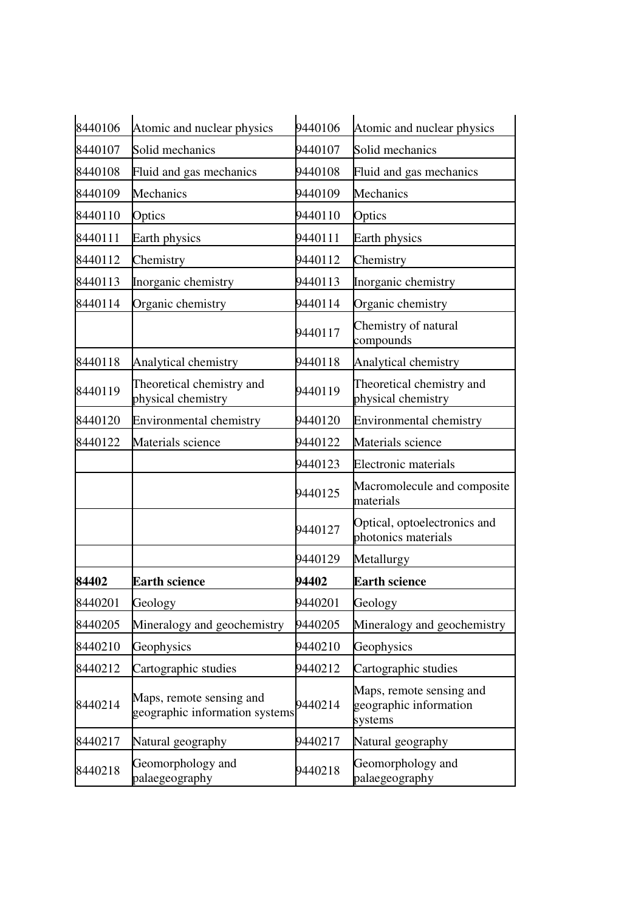| 8440106 | Atomic and nuclear physics | 9440106 | Atomic and nuclear physics |
|---|---|---|---|
| 8440107 | Solid mechanics | 9440107 | Solid mechanics |
| 8440108 | Fluid and gas mechanics | 9440108 | Fluid and gas mechanics |
| 8440109 | Mechanics | 9440109 | Mechanics |
| 8440110 | Optics | 9440110 | Optics |
| 8440111 | Earth physics | 9440111 | Earth physics |
| 8440112 | Chemistry | 9440112 | Chemistry |
| 8440113 | Inorganic chemistry | 9440113 | Inorganic chemistry |
| 8440114 | Organic chemistry | 9440114 | Organic chemistry |
| | | 9440117 | Chemistry of natural compounds |
| 8440118 | Analytical chemistry | 9440118 | Analytical chemistry |
| 8440119 | Theoretical chemistry and physical chemistry | 9440119 | Theoretical chemistry and physical chemistry |
| 8440120 | Environmental chemistry | 9440120 | Environmental chemistry |
| 8440122 | Materials science | 9440122 | Materials science |
| | | 9440123 | Electronic materials |
| | | 9440125 | Macromolecule and composite materials |
| | | 9440127 | Optical, optoelectronics and photonics materials |
| | | 9440129 | Metallurgy |
| **84402** | **Earth science** | **94402** | **Earth science** |
| 8440201 | Geology | 9440201 | Geology |
| 8440205 | Mineralogy and geochemistry | 9440205 | Mineralogy and geochemistry |
| 8440210 | Geophysics | 9440210 | Geophysics |
| 8440212 | Cartographic studies | 9440212 | Cartographic studies |
| 8440214 | Maps, remote sensing and geographic information systems | 9440214 | Maps, remote sensing and geographic information systems |
| 8440217 | Natural geography | 9440217 | Natural geography |
| 8440218 | Geomorphology and palaegeography | 9440218 | Geomorphology and palaegeography |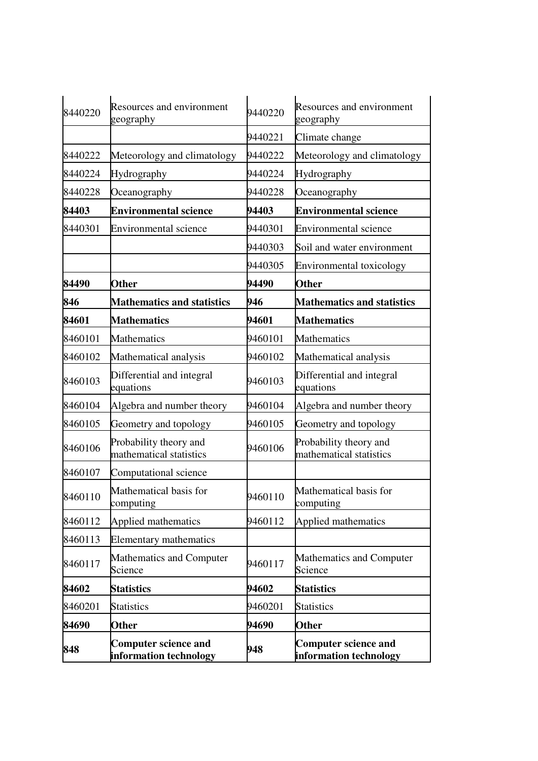| | | | |
|---|---|---|---|
| 8440220 | Resources and environment geography | 9440220 | Resources and environment geography |
| | | 9440221 | Climate change |
| 8440222 | Meteorology and climatology | 9440222 | Meteorology and climatology |
| 8440224 | Hydrography | 9440224 | Hydrography |
| 8440228 | Oceanography | 9440228 | Oceanography |
| **84403** | **Environmental science** | **94403** | **Environmental science** |
| 8440301 | Environmental science | 9440301 | Environmental science |
| | | 9440303 | Soil and water environment |
| | | 9440305 | Environmental toxicology |
| **84490** | **Other** | **94490** | **Other** |
| **846** | **Mathematics and statistics** | **946** | **Mathematics and statistics** |
| **84601** | **Mathematics** | **94601** | **Mathematics** |
| 8460101 | Mathematics | 9460101 | Mathematics |
| 8460102 | Mathematical analysis | 9460102 | Mathematical analysis |
| 8460103 | Differential and integral equations | 9460103 | Differential and integral equations |
| 8460104 | Algebra and number theory | 9460104 | Algebra and number theory |
| 8460105 | Geometry and topology | 9460105 | Geometry and topology |
| 8460106 | Probability theory and mathematical statistics | 9460106 | Probability theory and mathematical statistics |
| 8460107 | Computational science | | |
| 8460110 | Mathematical basis for computing | 9460110 | Mathematical basis for computing |
| 8460112 | Applied mathematics | 9460112 | Applied mathematics |
| 8460113 | Elementary mathematics | | |
| 8460117 | Mathematics and Computer Science | 9460117 | Mathematics and Computer Science |
| **84602** | **Statistics** | **94602** | **Statistics** |
| 8460201 | Statistics | 9460201 | Statistics |
| **84690** | **Other** | **94690** | **Other** |
| **848** | **Computer science and information technology** | **948** | **Computer science and information technology** |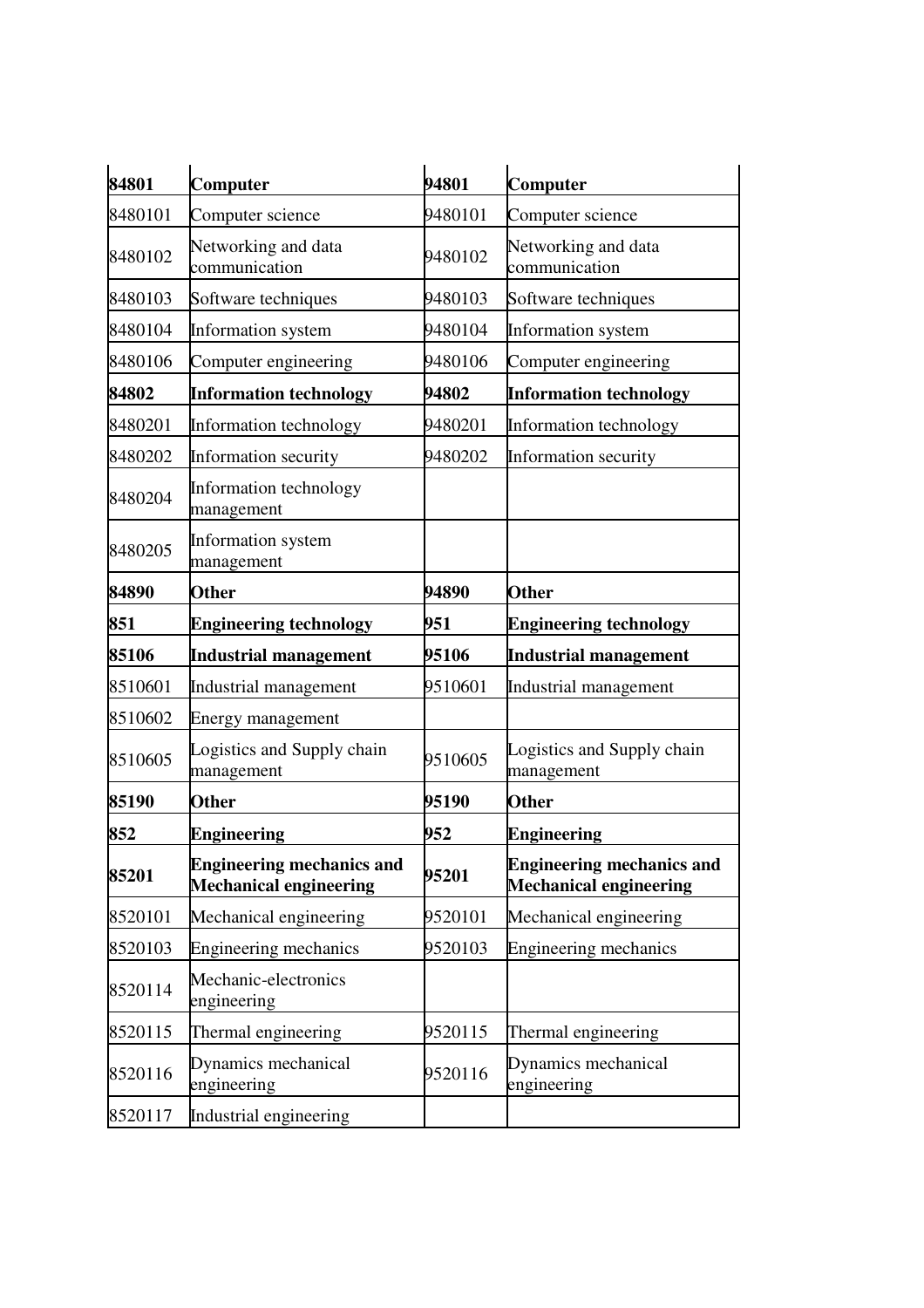| **84801** | **Computer** | **94801** | **Computer** |
|---|---|---|---|
| 8480101 | Computer science | 9480101 | Computer science |
| 8480102 | Networking and data communication | 9480102 | Networking and data communication |
| 8480103 | Software techniques | 9480103 | Software techniques |
| 8480104 | Information system | 9480104 | Information system |
| 8480106 | Computer engineering | 9480106 | Computer engineering |
| **84802** | **Information technology** | **94802** | **Information technology** |
| 8480201 | Information technology | 9480201 | Information technology |
| 8480202 | Information security | 9480202 | Information security |
| 8480204 | Information technology management | | |
| 8480205 | Information system management | | |
| **84890** | **Other** | **94890** | **Other** |
| **851** | **Engineering technology** | **951** | **Engineering technology** |
| **85106** | **Industrial management** | **95106** | **Industrial management** |
| 8510601 | Industrial management | 9510601 | Industrial management |
| 8510602 | Energy management | | |
| 8510605 | Logistics and Supply chain management | 9510605 | Logistics and Supply chain management |
| **85190** | **Other** | **95190** | **Other** |
| **852** | **Engineering** | **952** | **Engineering** |
| **85201** | **Engineering mechanics and Mechanical engineering** | **95201** | **Engineering mechanics and Mechanical engineering** |
| 8520101 | Mechanical engineering | 9520101 | Mechanical engineering |
| 8520103 | Engineering mechanics | 9520103 | Engineering mechanics |
| 8520114 | Mechanic-electronics engineering | | |
| 8520115 | Thermal engineering | 9520115 | Thermal engineering |
| 8520116 | Dynamics mechanical engineering | 9520116 | Dynamics mechanical engineering |
| 8520117 | Industrial engineering | | |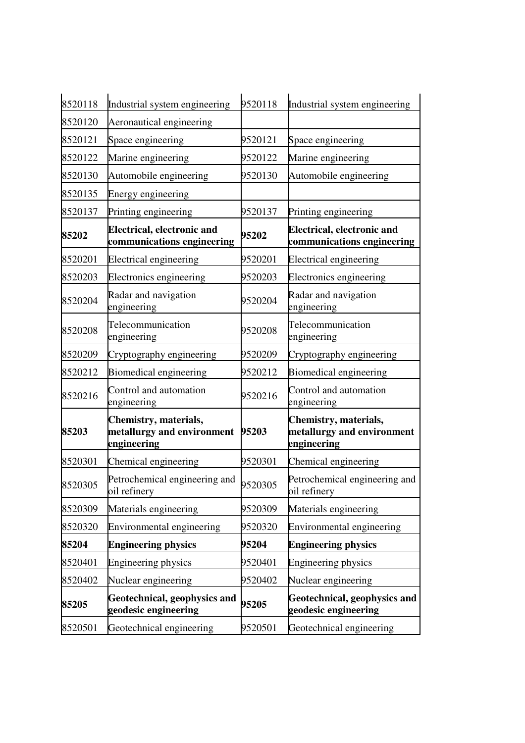| 8520118 | Industrial system engineering | 9520118 | Industrial system engineering |
|---|---|---|---|
| 8520120 | Aeronautical engineering | | |
| 8520121 | Space engineering | 9520121 | Space engineering |
| 8520122 | Marine engineering | 9520122 | Marine engineering |
| 8520130 | Automobile engineering | 9520130 | Automobile engineering |
| 8520135 | Energy engineering | | |
| 8520137 | Printing engineering | 9520137 | Printing engineering |
| **85202** | **Electrical, electronic and communications engineering** | **95202** | **Electrical, electronic and communications engineering** |
| 8520201 | Electrical engineering | 9520201 | Electrical engineering |
| 8520203 | Electronics engineering | 9520203 | Electronics engineering |
| 8520204 | Radar and navigation engineering | 9520204 | Radar and navigation engineering |
| 8520208 | Telecommunication engineering | 9520208 | Telecommunication engineering |
| 8520209 | Cryptography engineering | 9520209 | Cryptography engineering |
| 8520212 | Biomedical engineering | 9520212 | Biomedical engineering |
| 8520216 | Control and automation engineering | 9520216 | Control and automation engineering |
| **85203** | **Chemistry, materials, metallurgy and environment engineering** | **95203** | **Chemistry, materials, metallurgy and environment engineering** |
| 8520301 | Chemical engineering | 9520301 | Chemical engineering |
| 8520305 | Petrochemical engineering and oil refinery | 9520305 | Petrochemical engineering and oil refinery |
| 8520309 | Materials engineering | 9520309 | Materials engineering |
| 8520320 | Environmental engineering | 9520320 | Environmental engineering |
| **85204** | **Engineering physics** | **95204** | **Engineering physics** |
| 8520401 | Engineering physics | 9520401 | Engineering physics |
| 8520402 | Nuclear engineering | 9520402 | Nuclear engineering |
| **85205** | **Geotechnical, geophysics and geodesic engineering** | **95205** | **Geotechnical, geophysics and geodesic engineering** |
| 8520501 | Geotechnical engineering | 9520501 | Geotechnical engineering |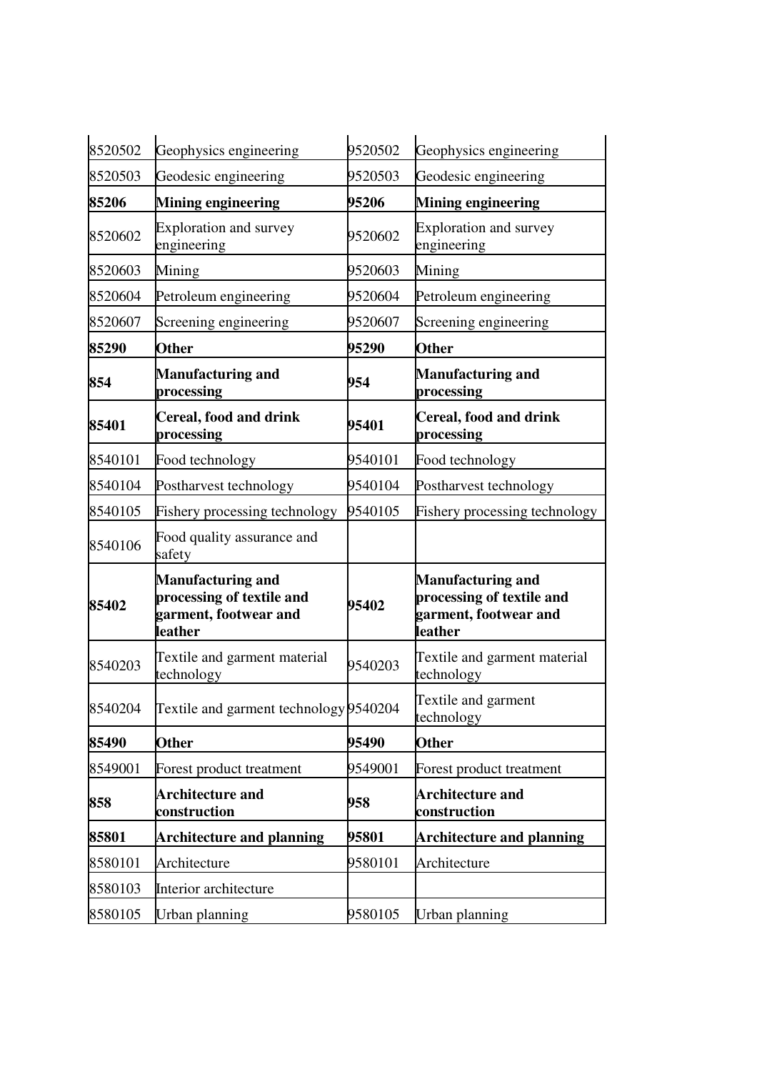| 8520502 | Geophysics engineering | 9520502 | Geophysics engineering |
|---|---|---|---|
| 8520503 | Geodesic engineering | 9520503 | Geodesic engineering |
| **85206** | **Mining engineering** | **95206** | **Mining engineering** |
| 8520602 | Exploration and survey engineering | 9520602 | Exploration and survey engineering |
| 8520603 | Mining | 9520603 | Mining |
| 8520604 | Petroleum engineering | 9520604 | Petroleum engineering |
| 8520607 | Screening engineering | 9520607 | Screening engineering |
| **85290** | **Other** | **95290** | **Other** |
| **854** | **Manufacturing and processing** | **954** | **Manufacturing and processing** |
| **85401** | **Cereal, food and drink processing** | **95401** | **Cereal, food and drink processing** |
| 8540101 | Food technology | 9540101 | Food technology |
| 8540104 | Postharvest technology | 9540104 | Postharvest technology |
| 8540105 | Fishery processing technology | 9540105 | Fishery processing technology |
| 8540106 | Food quality assurance and safety | | |
| **85402** | **Manufacturing and processing of textile and garment, footwear and leather** | **95402** | **Manufacturing and processing of textile and garment, footwear and leather** |
| 8540203 | Textile and garment material technology | 9540203 | Textile and garment material technology |
| 8540204 | Textile and garment technology | 9540204 | Textile and garment technology |
| **85490** | **Other** | **95490** | **Other** |
| 8549001 | Forest product treatment | 9549001 | Forest product treatment |
| **858** | **Architecture and construction** | **958** | **Architecture and construction** |
| **85801** | **Architecture and planning** | **95801** | **Architecture and planning** |
| 8580101 | Architecture | 9580101 | Architecture |
| 8580103 | Interior architecture | | |
| 8580105 | Urban planning | 9580105 | Urban planning |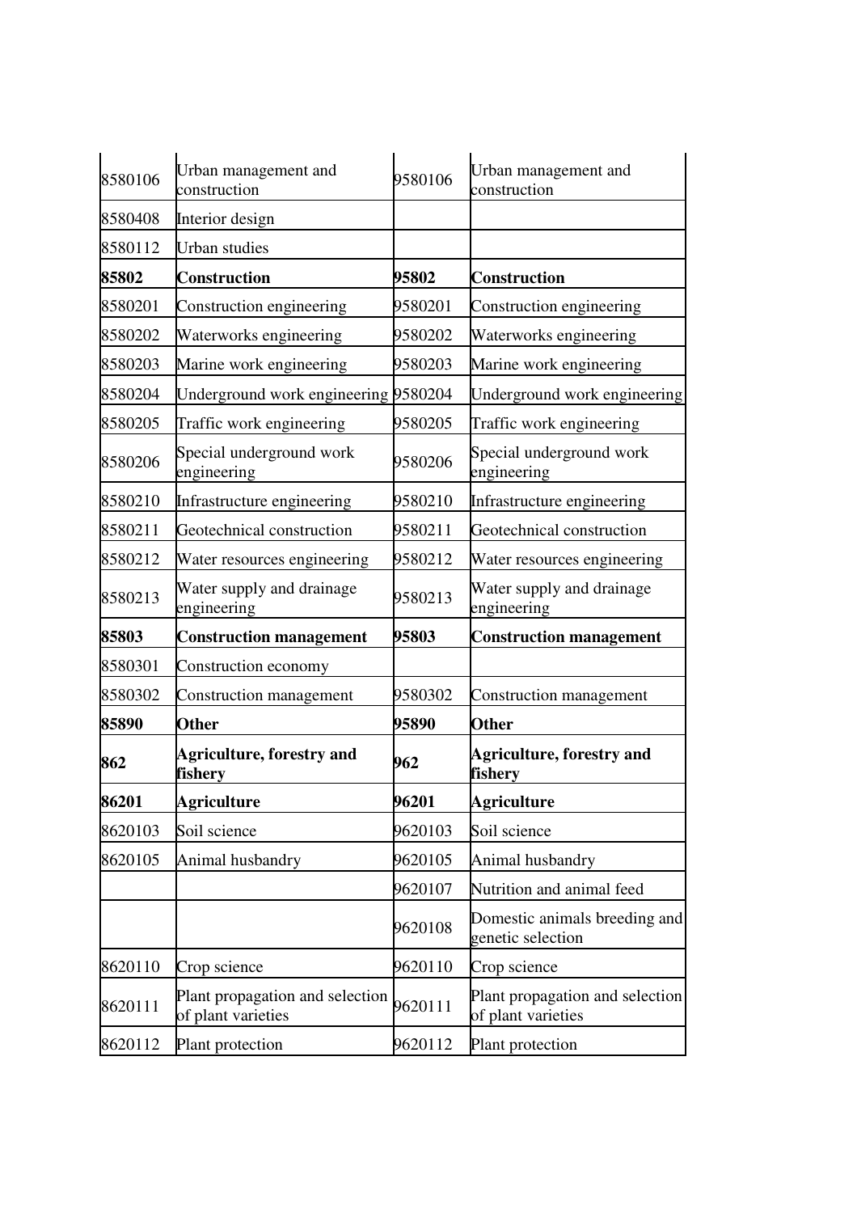| | | | |
|---|---|---|---|
| 8580106 | Urban management and construction | 9580106 | Urban management and construction |
| 8580408 | Interior design | | |
| 8580112 | Urban studies | | |
| **85802** | **Construction** | **95802** | **Construction** |
| 8580201 | Construction engineering | 9580201 | Construction engineering |
| 8580202 | Waterworks engineering | 9580202 | Waterworks engineering |
| 8580203 | Marine work engineering | 9580203 | Marine work engineering |
| 8580204 | Underground work engineering | 9580204 | Underground work engineering |
| 8580205 | Traffic work engineering | 9580205 | Traffic work engineering |
| 8580206 | Special underground work engineering | 9580206 | Special underground work engineering |
| 8580210 | Infrastructure engineering | 9580210 | Infrastructure engineering |
| 8580211 | Geotechnical construction | 9580211 | Geotechnical construction |
| 8580212 | Water resources engineering | 9580212 | Water resources engineering |
| 8580213 | Water supply and drainage engineering | 9580213 | Water supply and drainage engineering |
| **85803** | **Construction management** | **95803** | **Construction management** |
| 8580301 | Construction economy | | |
| 8580302 | Construction management | 9580302 | Construction management |
| **85890** | **Other** | **95890** | **Other** |
| **862** | **Agriculture, forestry and fishery** | **962** | **Agriculture, forestry and fishery** |
| **86201** | **Agriculture** | **96201** | **Agriculture** |
| 8620103 | Soil science | 9620103 | Soil science |
| 8620105 | Animal husbandry | 9620105 | Animal husbandry |
| | | 9620107 | Nutrition and animal feed |
| | | 9620108 | Domestic animals breeding and genetic selection |
| 8620110 | Crop science | 9620110 | Crop science |
| 8620111 | Plant propagation and selection of plant varieties | 9620111 | Plant propagation and selection of plant varieties |
| 8620112 | Plant protection | 9620112 | Plant protection |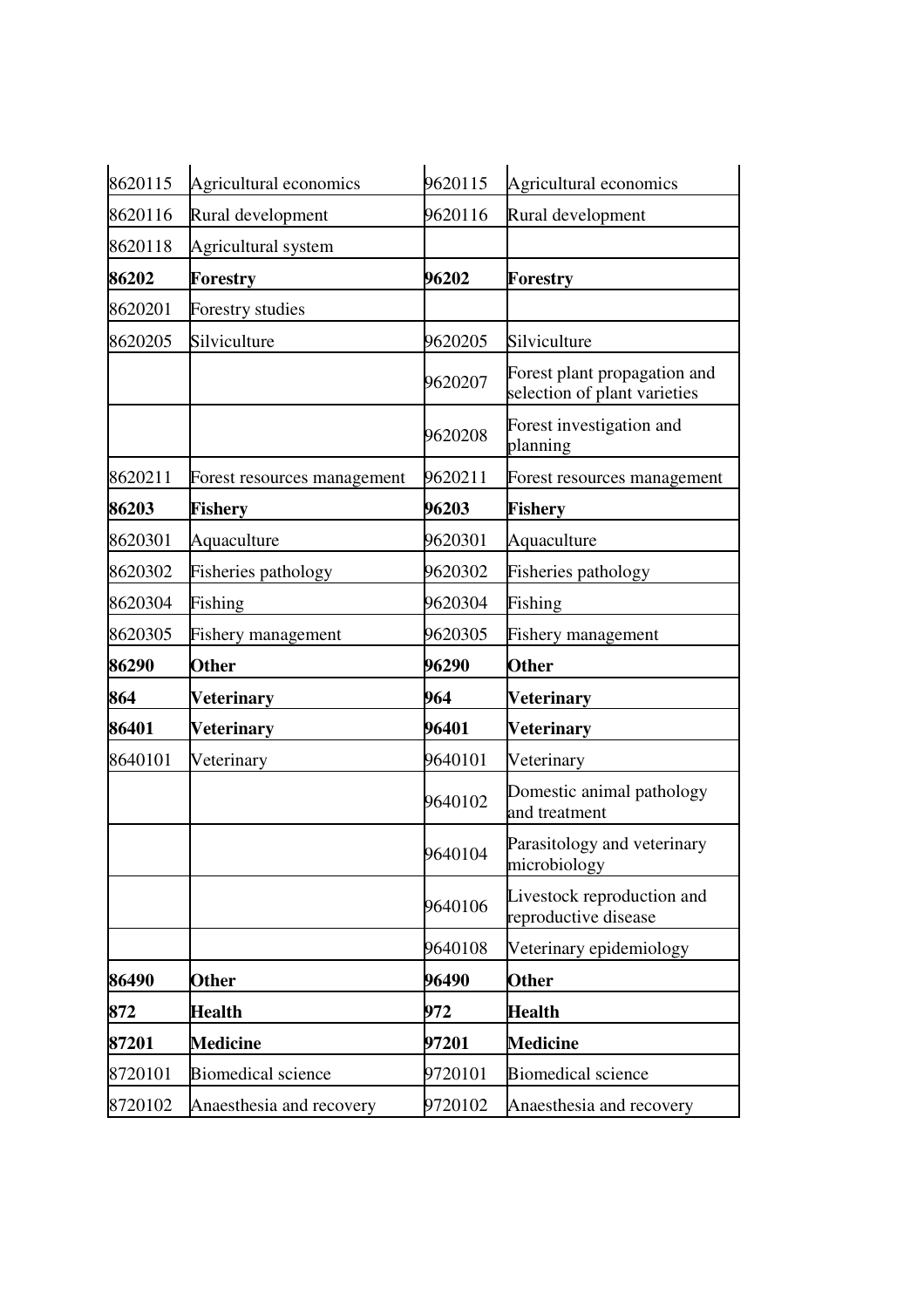| | | | |
|---|---|---|---|
| 8620115 | Agricultural economics | 9620115 | Agricultural economics |
| 8620116 | Rural development | 9620116 | Rural development |
| 8620118 | Agricultural system | | |
| **86202** | **Forestry** | **96202** | **Forestry** |
| 8620201 | Forestry studies | | |
| 8620205 | Silviculture | 9620205 | Silviculture |
| | | 9620207 | Forest plant propagation and selection of plant varieties |
| | | 9620208 | Forest investigation and planning |
| 8620211 | Forest resources management | 9620211 | Forest resources management |
| **86203** | **Fishery** | **96203** | **Fishery** |
| 8620301 | Aquaculture | 9620301 | Aquaculture |
| 8620302 | Fisheries pathology | 9620302 | Fisheries pathology |
| 8620304 | Fishing | 9620304 | Fishing |
| 8620305 | Fishery management | 9620305 | Fishery management |
| **86290** | **Other** | **96290** | **Other** |
| **864** | **Veterinary** | **964** | **Veterinary** |
| **86401** | **Veterinary** | **96401** | **Veterinary** |
| 8640101 | Veterinary | 9640101 | Veterinary |
| | | 9640102 | Domestic animal pathology and treatment |
| | | 9640104 | Parasitology and veterinary microbiology |
| | | 9640106 | Livestock reproduction and reproductive disease |
| | | 9640108 | Veterinary epidemiology |
| **86490** | **Other** | **96490** | **Other** |
| **872** | **Health** | **972** | **Health** |
| **87201** | **Medicine** | **97201** | **Medicine** |
| 8720101 | Biomedical science | 9720101 | Biomedical science |
| 8720102 | Anaesthesia and recovery | 9720102 | Anaesthesia and recovery |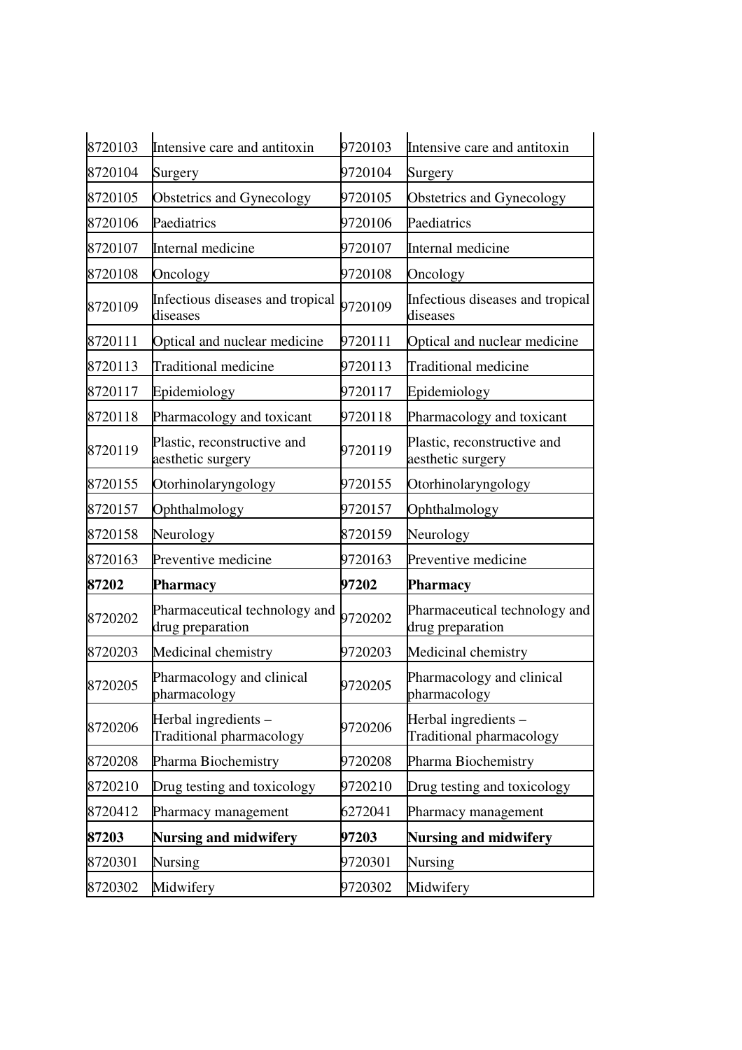| 8720103 | Intensive care and antitoxin | 9720103 | Intensive care and antitoxin |
|---|---|---|---|
| 8720104 | Surgery | 9720104 | Surgery |
| 8720105 | Obstetrics and Gynecology | 9720105 | Obstetrics and Gynecology |
| 8720106 | Paediatrics | 9720106 | Paediatrics |
| 8720107 | Internal medicine | 9720107 | Internal medicine |
| 8720108 | Oncology | 9720108 | Oncology |
| 8720109 | Infectious diseases and tropical diseases | 9720109 | Infectious diseases and tropical diseases |
| 8720111 | Optical and nuclear medicine | 9720111 | Optical and nuclear medicine |
| 8720113 | Traditional medicine | 9720113 | Traditional medicine |
| 8720117 | Epidemiology | 9720117 | Epidemiology |
| 8720118 | Pharmacology and toxicant | 9720118 | Pharmacology and toxicant |
| 8720119 | Plastic, reconstructive and aesthetic surgery | 9720119 | Plastic, reconstructive and aesthetic surgery |
| 8720155 | Otorhinolaryngology | 9720155 | Otorhinolaryngology |
| 8720157 | Ophthalmology | 9720157 | Ophthalmology |
| 8720158 | Neurology | 8720159 | Neurology |
| 8720163 | Preventive medicine | 9720163 | Preventive medicine |
| **87202** | **Pharmacy** | **97202** | **Pharmacy** |
| 8720202 | Pharmaceutical technology and drug preparation | 9720202 | Pharmaceutical technology and drug preparation |
| 8720203 | Medicinal chemistry | 9720203 | Medicinal chemistry |
| 8720205 | Pharmacology and clinical pharmacology | 9720205 | Pharmacology and clinical pharmacology |
| 8720206 | Herbal ingredients – Traditional pharmacology | 9720206 | Herbal ingredients – Traditional pharmacology |
| 8720208 | Pharma Biochemistry | 9720208 | Pharma Biochemistry |
| 8720210 | Drug testing and toxicology | 9720210 | Drug testing and toxicology |
| 8720412 | Pharmacy management | 6272041 | Pharmacy management |
| **87203** | **Nursing and midwifery** | **97203** | **Nursing and midwifery** |
| 8720301 | Nursing | 9720301 | Nursing |
| 8720302 | Midwifery | 9720302 | Midwifery |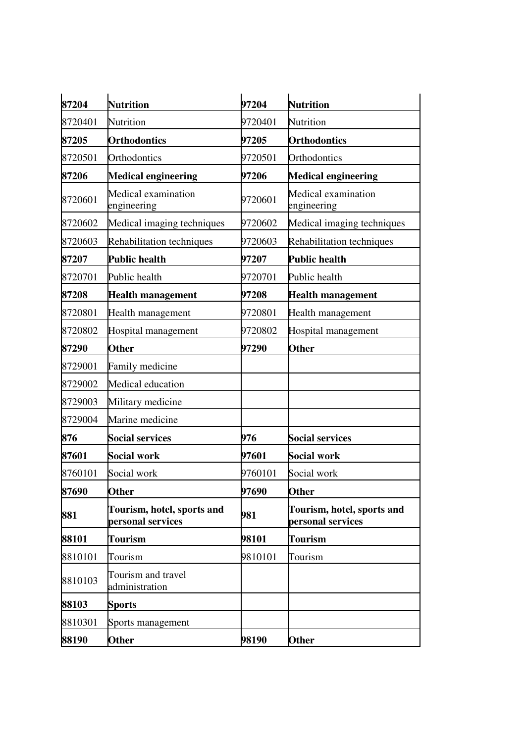| **87204** | **Nutrition** | **97204** | **Nutrition** |
|---|---|---|---|
| 8720401 | Nutrition | 9720401 | Nutrition |
| **87205** | **Orthodontics** | **97205** | **Orthodontics** |
| 8720501 | Orthodontics | 9720501 | Orthodontics |
| **87206** | **Medical engineering** | **97206** | **Medical engineering** |
| 8720601 | Medical examination engineering | 9720601 | Medical examination engineering |
| 8720602 | Medical imaging techniques | 9720602 | Medical imaging techniques |
| 8720603 | Rehabilitation techniques | 9720603 | Rehabilitation techniques |
| **87207** | **Public health** | **97207** | **Public health** |
| 8720701 | Public health | 9720701 | Public health |
| **87208** | **Health management** | **97208** | **Health management** |
| 8720801 | Health management | 9720801 | Health management |
| 8720802 | Hospital management | 9720802 | Hospital management |
| **87290** | **Other** | **97290** | **Other** |
| 8729001 | Family medicine | | |
| 8729002 | Medical education | | |
| 8729003 | Military medicine | | |
| 8729004 | Marine medicine | | |
| **876** | **Social services** | **976** | **Social services** |
| **87601** | **Social work** | **97601** | **Social work** |
| 8760101 | Social work | 9760101 | Social work |
| **87690** | **Other** | **97690** | **Other** |
| **881** | **Tourism, hotel, sports and personal services** | **981** | **Tourism, hotel, sports and personal services** |
| **88101** | **Tourism** | **98101** | **Tourism** |
| 8810101 | Tourism | 9810101 | Tourism |
| 8810103 | Tourism and travel administration | | |
| **88103** | **Sports** | | |
| 8810301 | Sports management | | |
| **88190** | **Other** | **98190** | **Other** |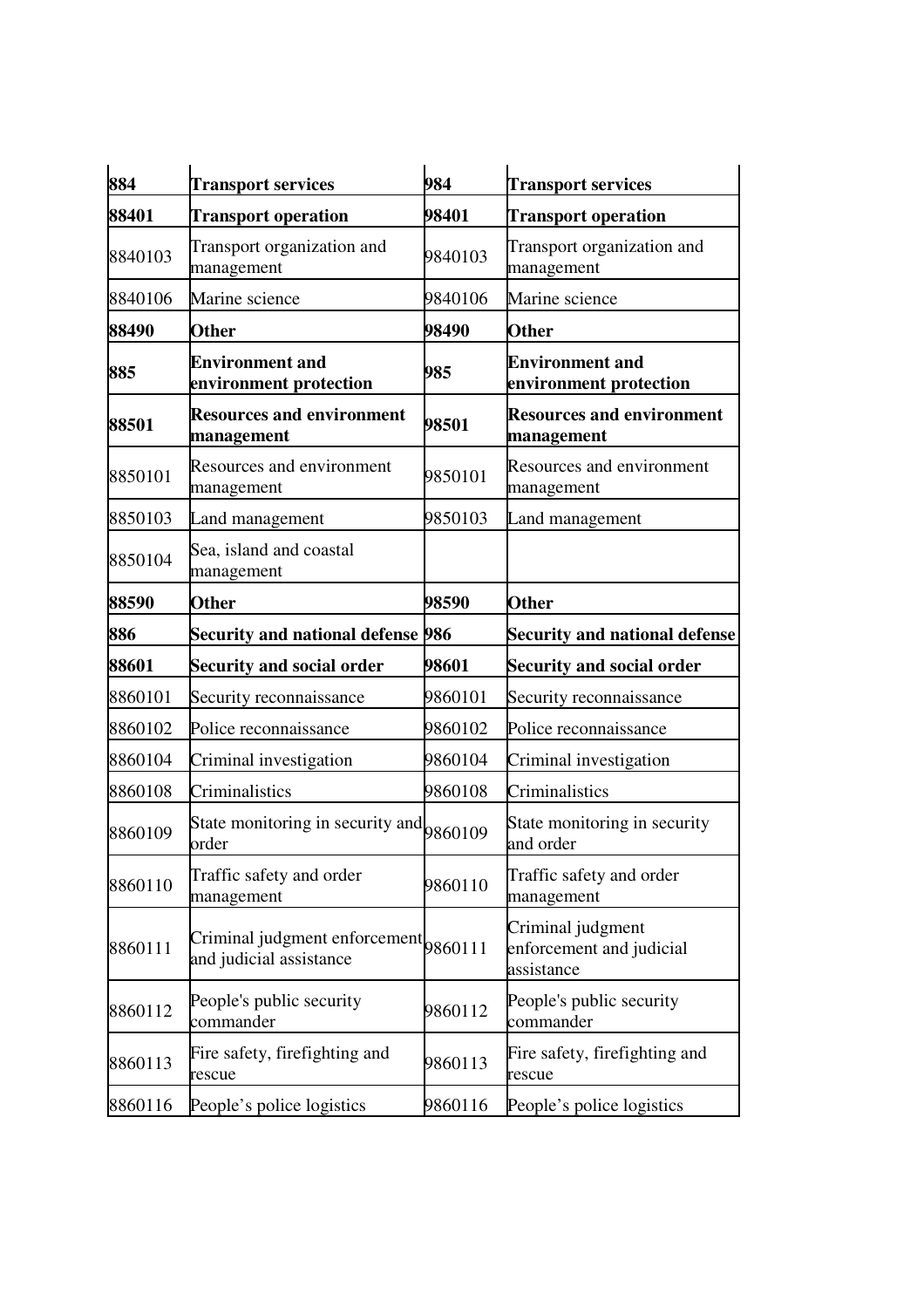| **884** | **Transport services** | **984** | **Transport services** |
|---|---|---|---|
| **88401** | **Transport operation** | **98401** | **Transport operation** |
| 8840103 | Transport organization and management | 9840103 | Transport organization and management |
| 8840106 | Marine science | 9840106 | Marine science |
| **88490** | **Other** | **98490** | **Other** |
| **885** | **Environment and environment protection** | **985** | **Environment and environment protection** |
| **88501** | **Resources and environment management** | **98501** | **Resources and environment management** |
| 8850101 | Resources and environment management | 9850101 | Resources and environment management |
| 8850103 | Land management | 9850103 | Land management |
| 8850104 | Sea, island and coastal management | | |
| **88590** | **Other** | **98590** | **Other** |
| **886** | **Security and national defense** | **986** | **Security and national defense** |
| **88601** | **Security and social order** | **98601** | **Security and social order** |
| 8860101 | Security reconnaissance | 9860101 | Security reconnaissance |
| 8860102 | Police reconnaissance | 9860102 | Police reconnaissance |
| 8860104 | Criminal investigation | 9860104 | Criminal investigation |
| 8860108 | Criminalistics | 9860108 | Criminalistics |
| 8860109 | State monitoring in security and order | 9860109 | State monitoring in security and order |
| 8860110 | Traffic safety and order management | 9860110 | Traffic safety and order management |
| 8860111 | Criminal judgment enforcement and judicial assistance | 9860111 | Criminal judgment enforcement and judicial assistance |
| 8860112 | People's public security commander | 9860112 | People's public security commander |
| 8860113 | Fire safety, firefighting and rescue | 9860113 | Fire safety, firefighting and rescue |
| 8860116 | People's police logistics | 9860116 | People's police logistics |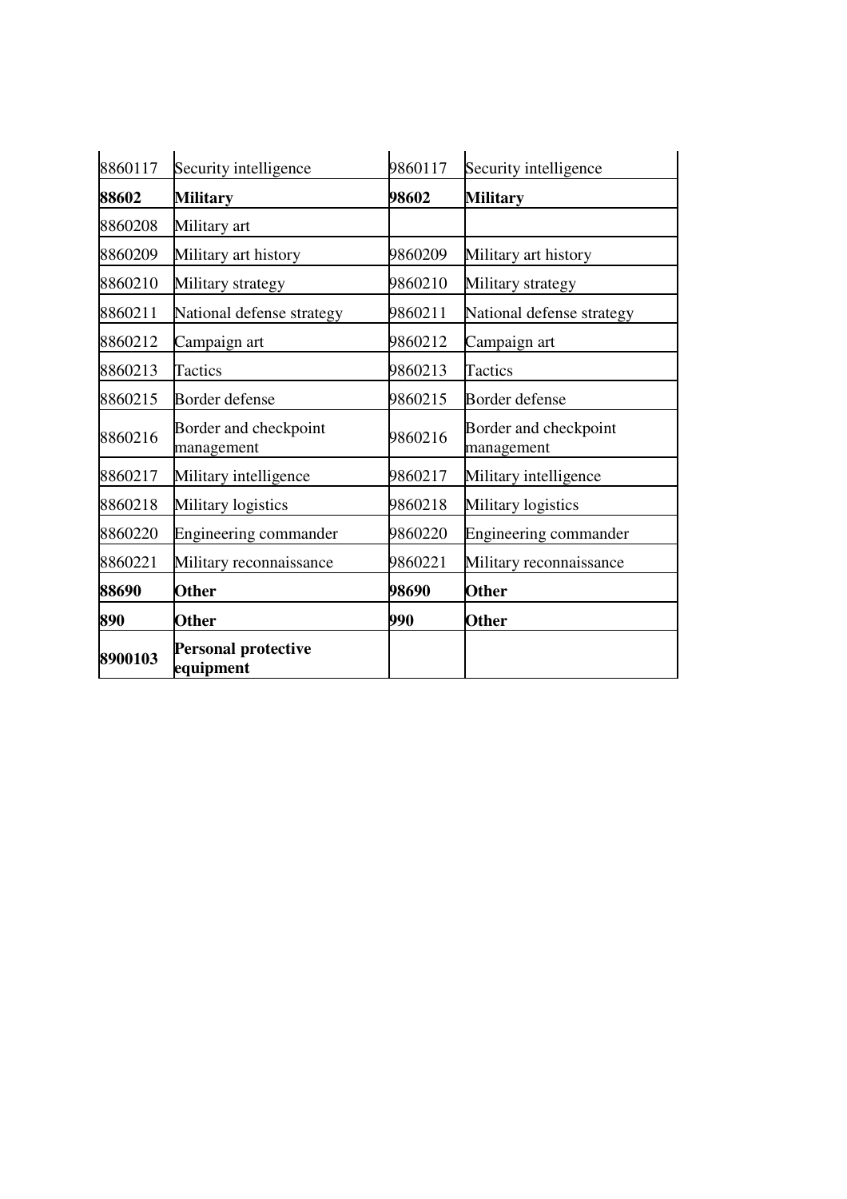| | | | |
|---|---|---|---|
| 8860117 | Security intelligence | 9860117 | Security intelligence |
| **88602** | **Military** | **98602** | **Military** |
| 8860208 | Military art | | |
| 8860209 | Military art history | 9860209 | Military art history |
| 8860210 | Military strategy | 9860210 | Military strategy |
| 8860211 | National defense strategy | 9860211 | National defense strategy |
| 8860212 | Campaign art | 9860212 | Campaign art |
| 8860213 | Tactics | 9860213 | Tactics |
| 8860215 | Border defense | 9860215 | Border defense |
| 8860216 | Border and checkpoint management | 9860216 | Border and checkpoint management |
| 8860217 | Military intelligence | 9860217 | Military intelligence |
| 8860218 | Military logistics | 9860218 | Military logistics |
| 8860220 | Engineering commander | 9860220 | Engineering commander |
| 8860221 | Military reconnaissance | 9860221 | Military reconnaissance |
| **88690** | **Other** | **98690** | **Other** |
| **890** | **Other** | **990** | **Other** |
| **8900103** | **Personal protective equipment** | | |